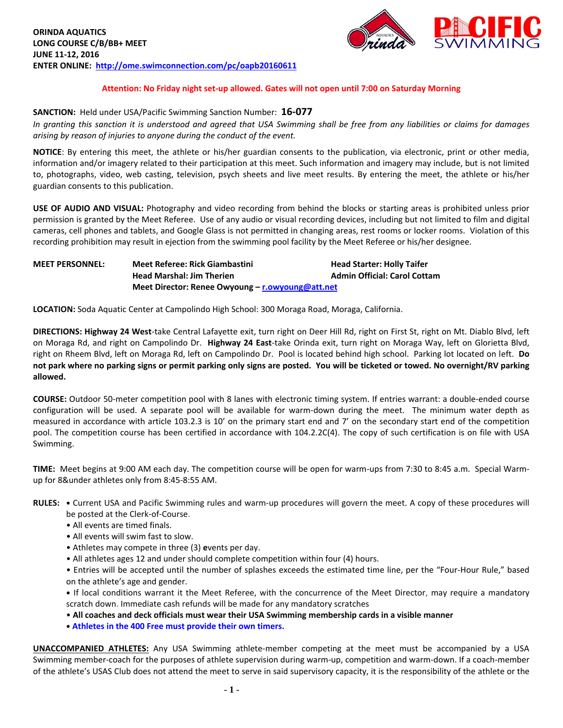**ORINDA AQUATICS**
**LONG COURSE C/B/BB+ MEET**
**JUNE 11-12, 2016**
**ENTER ONLINE: http://ome.swimconnection.com/pc/oapb20160611**

**Attention: No Friday night set-up allowed. Gates will not open until 7:00 on Saturday Morning**

**SANCTION:** Held under USA/Pacific Swimming Sanction Number: **16-077**

*In granting this sanction it is understood and agreed that USA Swimming shall be free from any liabilities or claims for damages arising by reason of injuries to anyone during the conduct of the event.*

**NOTICE**: By entering this meet, the athlete or his/her guardian consents to the publication, via electronic, print or other media, information and/or imagery related to their participation at this meet. Such information and imagery may include, but is not limited to, photographs, video, web casting, television, psych sheets and live meet results. By entering the meet, the athlete or his/her guardian consents to this publication.

**USE OF AUDIO AND VISUAL:** Photography and video recording from behind the blocks or starting areas is prohibited unless prior permission is granted by the Meet Referee. Use of any audio or visual recording devices, including but not limited to film and digital cameras, cell phones and tablets, and Google Glass is not permitted in changing areas, rest rooms or locker rooms. Violation of this recording prohibition may result in ejection from the swimming pool facility by the Meet Referee or his/her designee.

**MEET PERSONNEL:**
- **Meet Referee: Rick Giambastini**
- **Head Starter: Holly Taifer**
- **Head Marshal: Jim Therien**
- **Admin Official: Carol Cottam**
- **Meet Director: Renee Owyoung – r.owyoung@att.net**

**LOCATION:** Soda Aquatic Center at Campolindo High School: 300 Moraga Road, Moraga, California.

**DIRECTIONS: Highway 24 West**-take Central Lafayette exit, turn right on Deer Hill Rd, right on First St, right on Mt. Diablo Blvd, left on Moraga Rd, and right on Campolindo Dr. **Highway 24 East**-take Orinda exit, turn right on Moraga Way, left on Glorietta Blvd, right on Rheem Blvd, left on Moraga Rd, left on Campolindo Dr. Pool is located behind high school. Parking lot located on left. **Do not park where no parking signs or permit parking only signs are posted. You will be ticketed or towed. No overnight/RV parking allowed.**

**COURSE:** Outdoor 50-meter competition pool with 8 lanes with electronic timing system. If entries warrant: a double-ended course configuration will be used. A separate pool will be available for warm-down during the meet. The minimum water depth as measured in accordance with article 103.2.3 is 10' on the primary start end and 7' on the secondary start end of the competition pool. The competition course has been certified in accordance with 104.2.2C(4). The copy of such certification is on file with USA Swimming.

**TIME:** Meet begins at 9:00 AM each day. The competition course will be open for warm-ups from 7:30 to 8:45 a.m. Special Warm-up for 8&under athletes only from 8:45-8:55 AM.

**RULES:**
- Current USA and Pacific Swimming rules and warm-up procedures will govern the meet. A copy of these procedures will be posted at the Clerk-of-Course.
- All events are timed finals.
- All events will swim fast to slow.
- Athletes may compete in three (3) **e**vents per day.
- All athletes ages 12 and under should complete competition within four (4) hours.
- Entries will be accepted until the number of splashes exceeds the estimated time line, per the "Four-Hour Rule," based on the athlete's age and gender.
- If local conditions warrant it the Meet Referee, with the concurrence of the Meet Director, may require a mandatory scratch down. Immediate cash refunds will be made for any mandatory scratches
- **All coaches and deck officials must wear their USA Swimming membership cards in a visible manner**
- **Athletes in the 400 Free must provide their own timers.**

**UNACCOMPANIED ATHLETES:** Any USA Swimming athlete-member competing at the meet must be accompanied by a USA Swimming member-coach for the purposes of athlete supervision during warm-up, competition and warm-down. If a coach-member of the athlete's USAS Club does not attend the meet to serve in said supervisory capacity, it is the responsibility of the athlete or the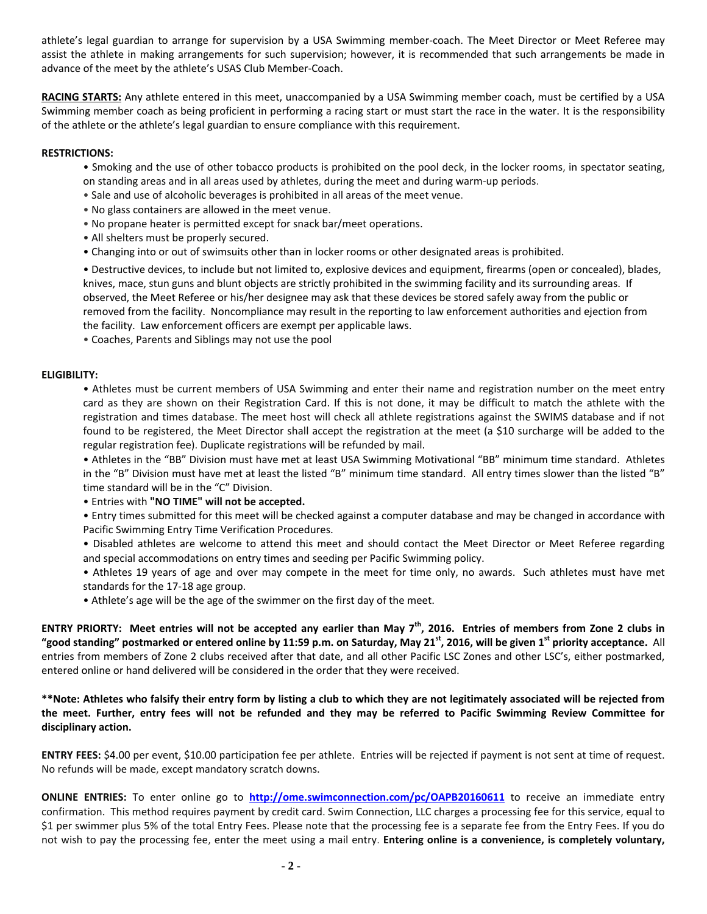athlete's legal guardian to arrange for supervision by a USA Swimming member-coach. The Meet Director or Meet Referee may assist the athlete in making arrangements for such supervision; however, it is recommended that such arrangements be made in advance of the meet by the athlete's USAS Club Member-Coach.

**RACING STARTS:** Any athlete entered in this meet, unaccompanied by a USA Swimming member coach, must be certified by a USA Swimming member coach as being proficient in performing a racing start or must start the race in the water. It is the responsibility of the athlete or the athlete's legal guardian to ensure compliance with this requirement.

**RESTRICTIONS:**

- Smoking and the use of other tobacco products is prohibited on the pool deck, in the locker rooms, in spectator seating, on standing areas and in all areas used by athletes, during the meet and during warm-up periods.
- Sale and use of alcoholic beverages is prohibited in all areas of the meet venue.
- No glass containers are allowed in the meet venue.
- No propane heater is permitted except for snack bar/meet operations.
- All shelters must be properly secured.
- Changing into or out of swimsuits other than in locker rooms or other designated areas is prohibited.
- Destructive devices, to include but not limited to, explosive devices and equipment, firearms (open or concealed), blades, knives, mace, stun guns and blunt objects are strictly prohibited in the swimming facility and its surrounding areas. If observed, the Meet Referee or his/her designee may ask that these devices be stored safely away from the public or removed from the facility. Noncompliance may result in the reporting to law enforcement authorities and ejection from the facility. Law enforcement officers are exempt per applicable laws.
- Coaches, Parents and Siblings may not use the pool

**ELIGIBILITY:**

- Athletes must be current members of USA Swimming and enter their name and registration number on the meet entry card as they are shown on their Registration Card. If this is not done, it may be difficult to match the athlete with the registration and times database. The meet host will check all athlete registrations against the SWIMS database and if not found to be registered, the Meet Director shall accept the registration at the meet (a $10 surcharge will be added to the regular registration fee). Duplicate registrations will be refunded by mail.
- Athletes in the "BB" Division must have met at least USA Swimming Motivational "BB" minimum time standard. Athletes in the "B" Division must have met at least the listed "B" minimum time standard. All entry times slower than the listed "B" time standard will be in the "C" Division.
- Entries with **"NO TIME" will not be accepted.**
- Entry times submitted for this meet will be checked against a computer database and may be changed in accordance with Pacific Swimming Entry Time Verification Procedures.
- Disabled athletes are welcome to attend this meet and should contact the Meet Director or Meet Referee regarding and special accommodations on entry times and seeding per Pacific Swimming policy.
- Athletes 19 years of age and over may compete in the meet for time only, no awards. Such athletes must have met standards for the 17-18 age group.
- Athlete's age will be the age of the swimmer on the first day of the meet.

**ENTRY PRIORTY: Meet entries will not be accepted any earlier than May 7th, 2016. Entries of members from Zone 2 clubs in "good standing" postmarked or entered online by 11:59 p.m. on Saturday, May 21st, 2016, will be given 1st priority acceptance.** All entries from members of Zone 2 clubs received after that date, and all other Pacific LSC Zones and other LSC's, either postmarked, entered online or hand delivered will be considered in the order that they were received.

**\*\*Note: Athletes who falsify their entry form by listing a club to which they are not legitimately associated will be rejected from the meet. Further, entry fees will not be refunded and they may be referred to Pacific Swimming Review Committee for disciplinary action.**

**ENTRY FEES:** $4.00 per event, $10.00 participation fee per athlete. Entries will be rejected if payment is not sent at time of request. No refunds will be made, except mandatory scratch downs.

**ONLINE ENTRIES:** To enter online go to **http://ome.swimconnection.com/pc/OAPB20160611** to receive an immediate entry confirmation. This method requires payment by credit card. Swim Connection, LLC charges a processing fee for this service, equal to $1 per swimmer plus 5% of the total Entry Fees. Please note that the processing fee is a separate fee from the Entry Fees. If you do not wish to pay the processing fee, enter the meet using a mail entry. **Entering online is a convenience, is completely voluntary,**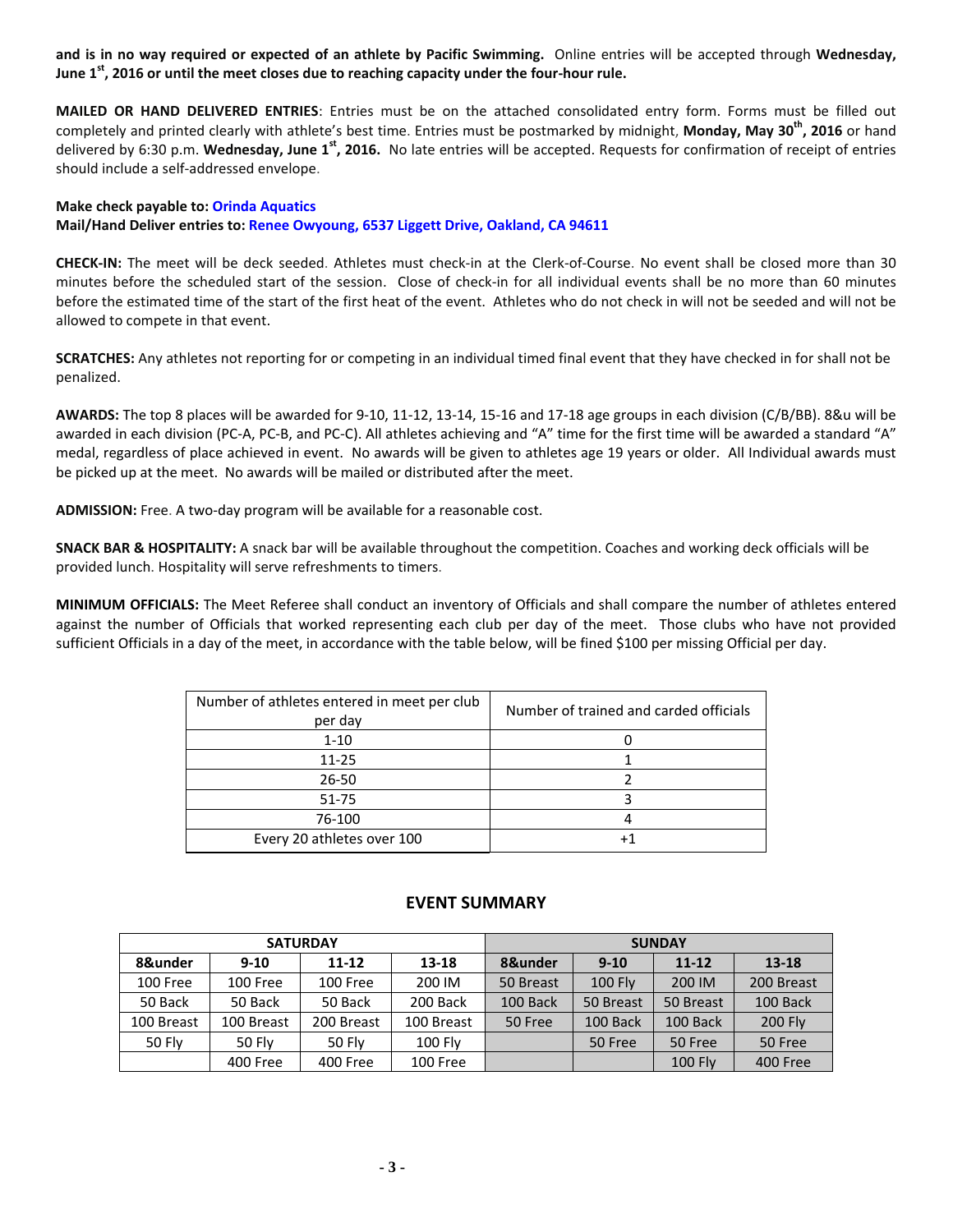**and is in no way required or expected of an athlete by Pacific Swimming.** Online entries will be accepted through **Wednesday, June 1st, 2016 or until the meet closes due to reaching capacity under the four-hour rule.**

**MAILED OR HAND DELIVERED ENTRIES**: Entries must be on the attached consolidated entry form. Forms must be filled out completely and printed clearly with athlete's best time. Entries must be postmarked by midnight, **Monday, May 30th, 2016** or hand delivered by 6:30 p.m. **Wednesday, June 1st, 2016.** No late entries will be accepted. Requests for confirmation of receipt of entries should include a self-addressed envelope.

**Make check payable to: Orinda Aquatics**
**Mail/Hand Deliver entries to: Renee Owyoung, 6537 Liggett Drive, Oakland, CA 94611**

**CHECK-IN:** The meet will be deck seeded. Athletes must check-in at the Clerk-of-Course. No event shall be closed more than 30 minutes before the scheduled start of the session. Close of check-in for all individual events shall be no more than 60 minutes before the estimated time of the start of the first heat of the event. Athletes who do not check in will not be seeded and will not be allowed to compete in that event.

**SCRATCHES:** Any athletes not reporting for or competing in an individual timed final event that they have checked in for shall not be penalized.

**AWARDS:** The top 8 places will be awarded for 9-10, 11-12, 13-14, 15-16 and 17-18 age groups in each division (C/B/BB). 8&u will be awarded in each division (PC-A, PC-B, and PC-C). All athletes achieving and "A" time for the first time will be awarded a standard "A" medal, regardless of place achieved in event. No awards will be given to athletes age 19 years or older. All Individual awards must be picked up at the meet. No awards will be mailed or distributed after the meet.

**ADMISSION:** Free. A two-day program will be available for a reasonable cost.

**SNACK BAR & HOSPITALITY:** A snack bar will be available throughout the competition. Coaches and working deck officials will be provided lunch. Hospitality will serve refreshments to timers.

**MINIMUM OFFICIALS:** The Meet Referee shall conduct an inventory of Officials and shall compare the number of athletes entered against the number of Officials that worked representing each club per day of the meet. Those clubs who have not provided sufficient Officials in a day of the meet, in accordance with the table below, will be fined $100 per missing Official per day.

| Number of athletes entered in meet per club per day | Number of trained and carded officials |
|---|---|
| 1-10 | 0 |
| 11-25 | 1 |
| 26-50 | 2 |
| 51-75 | 3 |
| 76-100 | 4 |
| Every 20 athletes over 100 | +1 |

## EVENT SUMMARY

| SATURDAY | | | | SUNDAY | | | |
|---|---|---|---|---|---|---|---|
| 8&under | 9-10 | 11-12 | 13-18 | 8&under | 9-10 | 11-12 | 13-18 |
| 100 Free | 100 Free | 100 Free | 200 IM | 50 Breast | 100 Fly | 200 IM | 200 Breast |
| 50 Back | 50 Back | 50 Back | 200 Back | 100 Back | 50 Breast | 50 Breast | 100 Back |
| 100 Breast | 100 Breast | 200 Breast | 100 Breast | 50 Free | 100 Back | 100 Back | 200 Fly |
| 50 Fly | 50 Fly | 50 Fly | 100 Fly | | 50 Free | 50 Free | 50 Free |
| | 400 Free | 400 Free | 100 Free | | | 100 Fly | 400 Free |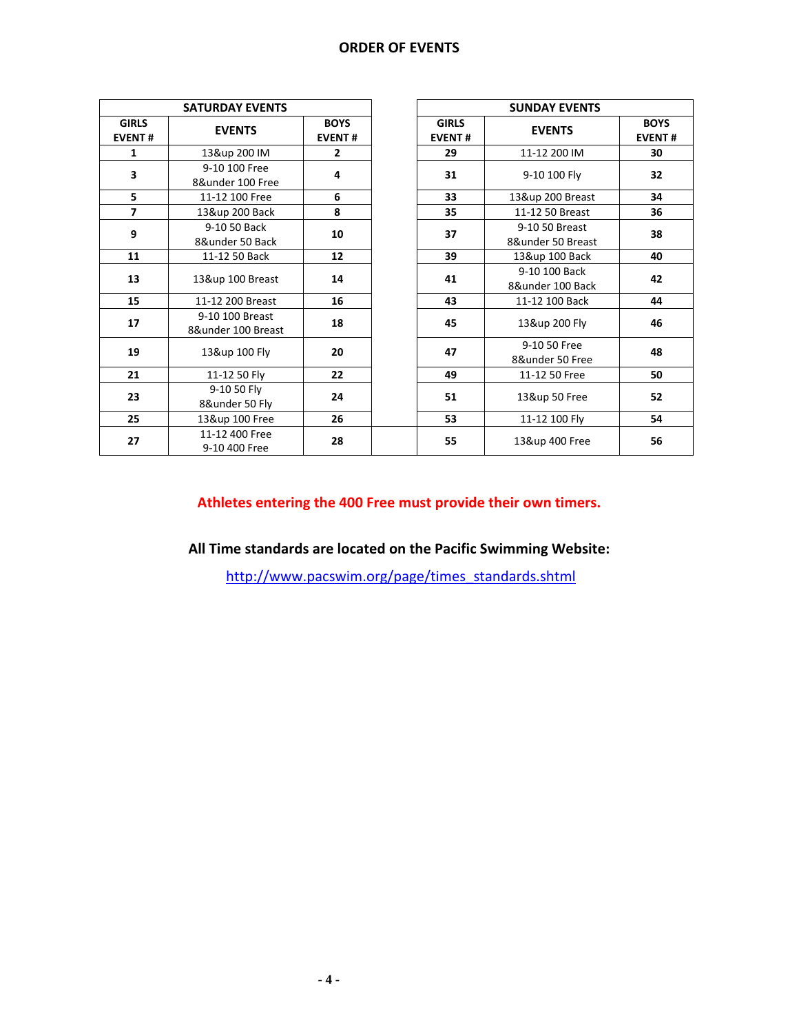## ORDER OF EVENTS

| SATURDAY EVENTS | | |
|---|---|---|
| GIRLS EVENT # | EVENTS | BOYS EVENT # |
| 1 | 13&up 200 IM | 2 |
| 3 | 9-10 100 Free<br>8&under 100 Free | 4 |
| 5 | 11-12 100 Free | 6 |
| 7 | 13&up 200 Back | 8 |
| 9 | 9-10 50 Back<br>8&under 50 Back | 10 |
| 11 | 11-12 50 Back | 12 |
| 13 | 13&up 100 Breast | 14 |
| 15 | 11-12 200 Breast | 16 |
| 17 | 9-10 100 Breast<br>8&under 100 Breast | 18 |
| 19 | 13&up 100 Fly | 20 |
| 21 | 11-12 50 Fly | 22 |
| 23 | 9-10 50 Fly<br>8&under 50 Fly | 24 |
| 25 | 13&up 100 Free | 26 |
| 27 | 11-12 400 Free<br>9-10 400 Free | 28 |

| SUNDAY EVENTS | | |
|---|---|---|
| GIRLS EVENT # | EVENTS | BOYS EVENT # |
| 29 | 11-12 200 IM | 30 |
| 31 | 9-10 100 Fly | 32 |
| 33 | 13&up 200 Breast | 34 |
| 35 | 11-12 50 Breast | 36 |
| 37 | 9-10 50 Breast<br>8&under 50 Breast | 38 |
| 39 | 13&up 100 Back | 40 |
| 41 | 9-10 100 Back<br>8&under 100 Back | 42 |
| 43 | 11-12 100 Back | 44 |
| 45 | 13&up 200 Fly | 46 |
| 47 | 9-10 50 Free<br>8&under 50 Free | 48 |
| 49 | 11-12 50 Free | 50 |
| 51 | 13&up 50 Free | 52 |
| 53 | 11-12 100 Fly | 54 |
| 55 | 13&up 400 Free | 56 |

**Athletes entering the 400 Free must provide their own timers.**

**All Time standards are located on the Pacific Swimming Website:**

http://www.pacswim.org/page/times_standards.shtml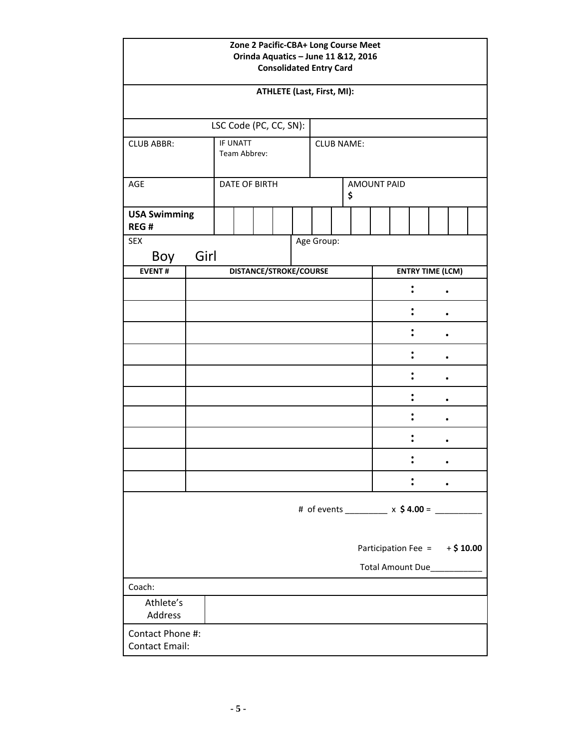**Zone 2 Pacific-CBA+ Long Course Meet**
**Orinda Aquatics – June 11 &12, 2016**
**Consolidated Entry Card**

**ATHLETE (Last, First, MI):**

| | |
|---|---|
| LSC Code (PC, CC, SN): | |

| | | |
|---|---|---|
| CLUB ABBR: | IF UNATT Team Abbrev: | CLUB NAME: |
| AGE | DATE OF BIRTH | AMOUNT PAID $ |

| | | | | | | | | | | | | | | |
|---|---|---|---|---|---|---|---|---|---|---|---|---|---|---|
| **USA Swimming REG #** | | | | | | | | | | | | | | |

| | |
|---|---|
| SEX Boy Girl | Age Group: |

| EVENT # | DISTANCE/STROKE/COURSE | ENTRY TIME (LCM) |
|---|---|---|
| | | : . |
| | | : . |
| | | : . |
| | | : . |
| | | : . |
| | | : . |
| | | : . |
| | | : . |
| | | : . |
| | | : . |

\# of events _________ x **$ 4.00** = __________

Participation Fee = + **$ 10.00**

Total Amount Due___________

Coach:

| | |
|---|---|
| Athlete's Address | |

Contact Phone #:
Contact Email: